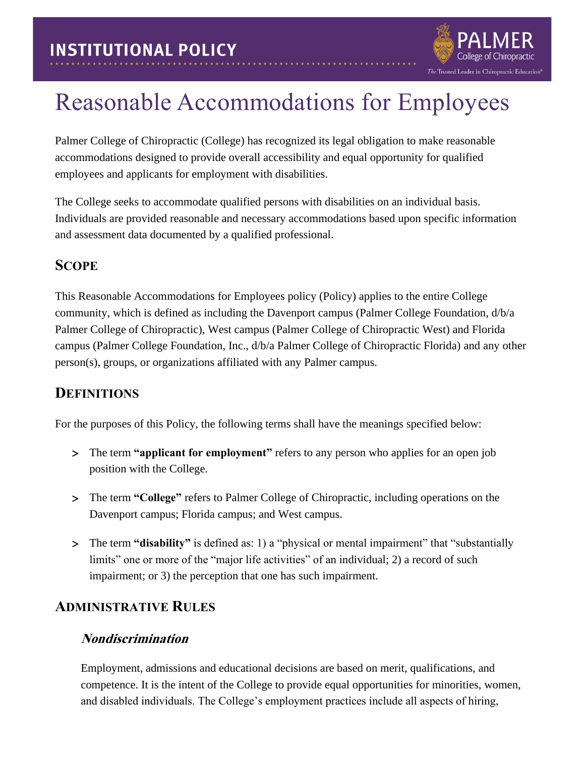INSTITUTIONAL POLICY

# Reasonable Accommodations for Employees

Palmer College of Chiropractic (College) has recognized its legal obligation to make reasonable accommodations designed to provide overall accessibility and equal opportunity for qualified employees and applicants for employment with disabilities.

The College seeks to accommodate qualified persons with disabilities on an individual basis. Individuals are provided reasonable and necessary accommodations based upon specific information and assessment data documented by a qualified professional.

## Scope

This Reasonable Accommodations for Employees policy (Policy) applies to the entire College community, which is defined as including the Davenport campus (Palmer College Foundation, d/b/a Palmer College of Chiropractic), West campus (Palmer College of Chiropractic West) and Florida campus (Palmer College Foundation, Inc., d/b/a Palmer College of Chiropractic Florida) and any other person(s), groups, or organizations affiliated with any Palmer campus.

## Definitions

For the purposes of this Policy, the following terms shall have the meanings specified below:

- The term **"applicant for employment"** refers to any person who applies for an open job position with the College.
- The term **"College"** refers to Palmer College of Chiropractic, including operations on the Davenport campus; Florida campus; and West campus.
- The term **"disability"** is defined as: 1) a "physical or mental impairment" that "substantially limits" one or more of the "major life activities" of an individual; 2) a record of such impairment; or 3) the perception that one has such impairment.

## Administrative Rules

### *Nondiscrimination*

Employment, admissions and educational decisions are based on merit, qualifications, and competence. It is the intent of the College to provide equal opportunities for minorities, women, and disabled individuals. The College's employment practices include all aspects of hiring,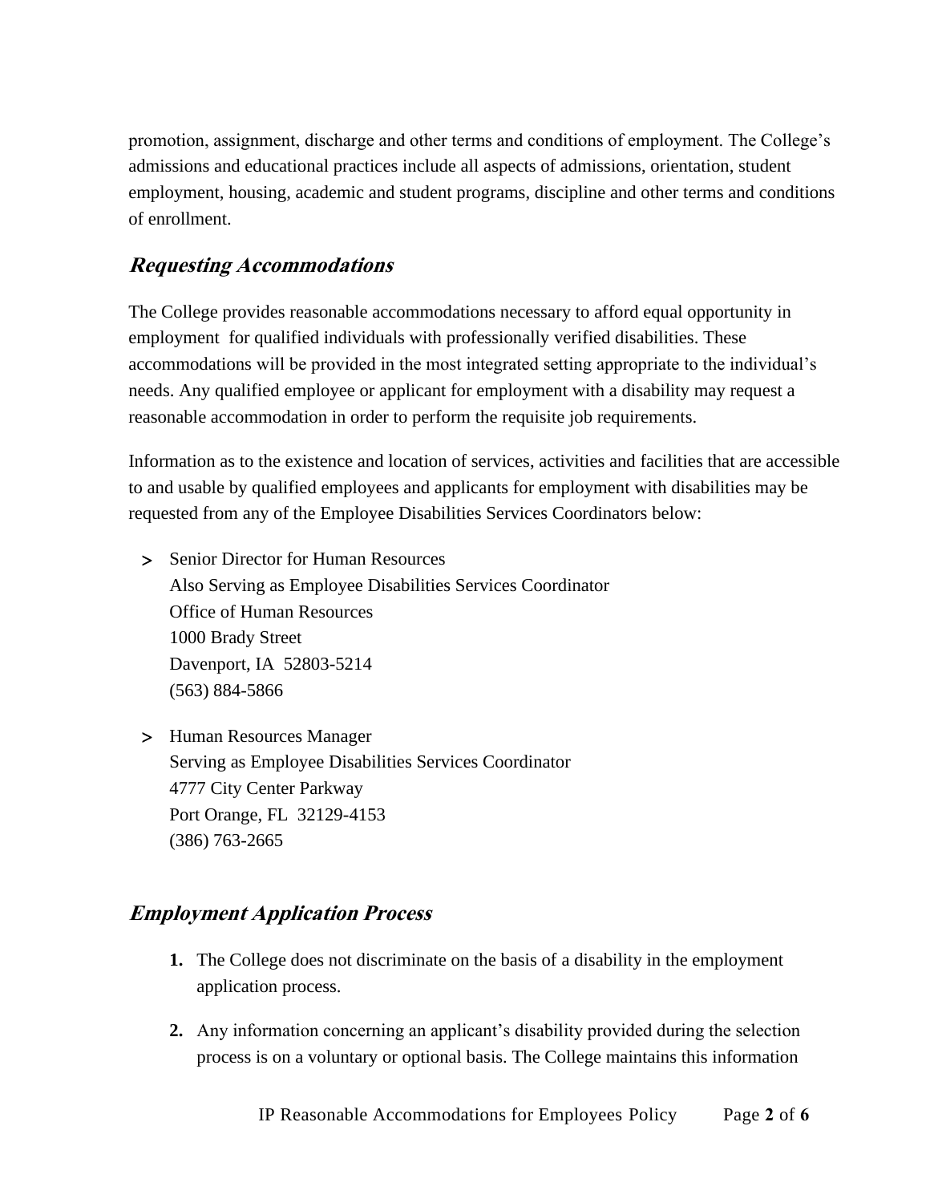promotion, assignment, discharge and other terms and conditions of employment. The College's admissions and educational practices include all aspects of admissions, orientation, student employment, housing, academic and student programs, discipline and other terms and conditions of enrollment.

## ***Requesting Accommodations***

The College provides reasonable accommodations necessary to afford equal opportunity in employment for qualified individuals with professionally verified disabilities. These accommodations will be provided in the most integrated setting appropriate to the individual's needs. Any qualified employee or applicant for employment with a disability may request a reasonable accommodation in order to perform the requisite job requirements.

Information as to the existence and location of services, activities and facilities that are accessible to and usable by qualified employees and applicants for employment with disabilities may be requested from any of the Employee Disabilities Services Coordinators below:

- Senior Director for Human Resources  
  Also Serving as Employee Disabilities Services Coordinator  
  Office of Human Resources  
  1000 Brady Street  
  Davenport, IA 52803-5214  
  (563) 884-5866

- Human Resources Manager  
  Serving as Employee Disabilities Services Coordinator  
  4777 City Center Parkway  
  Port Orange, FL 32129-4153  
  (386) 763-2665

## ***Employment Application Process***

1. The College does not discriminate on the basis of a disability in the employment application process.

2. Any information concerning an applicant's disability provided during the selection process is on a voluntary or optional basis. The College maintains this information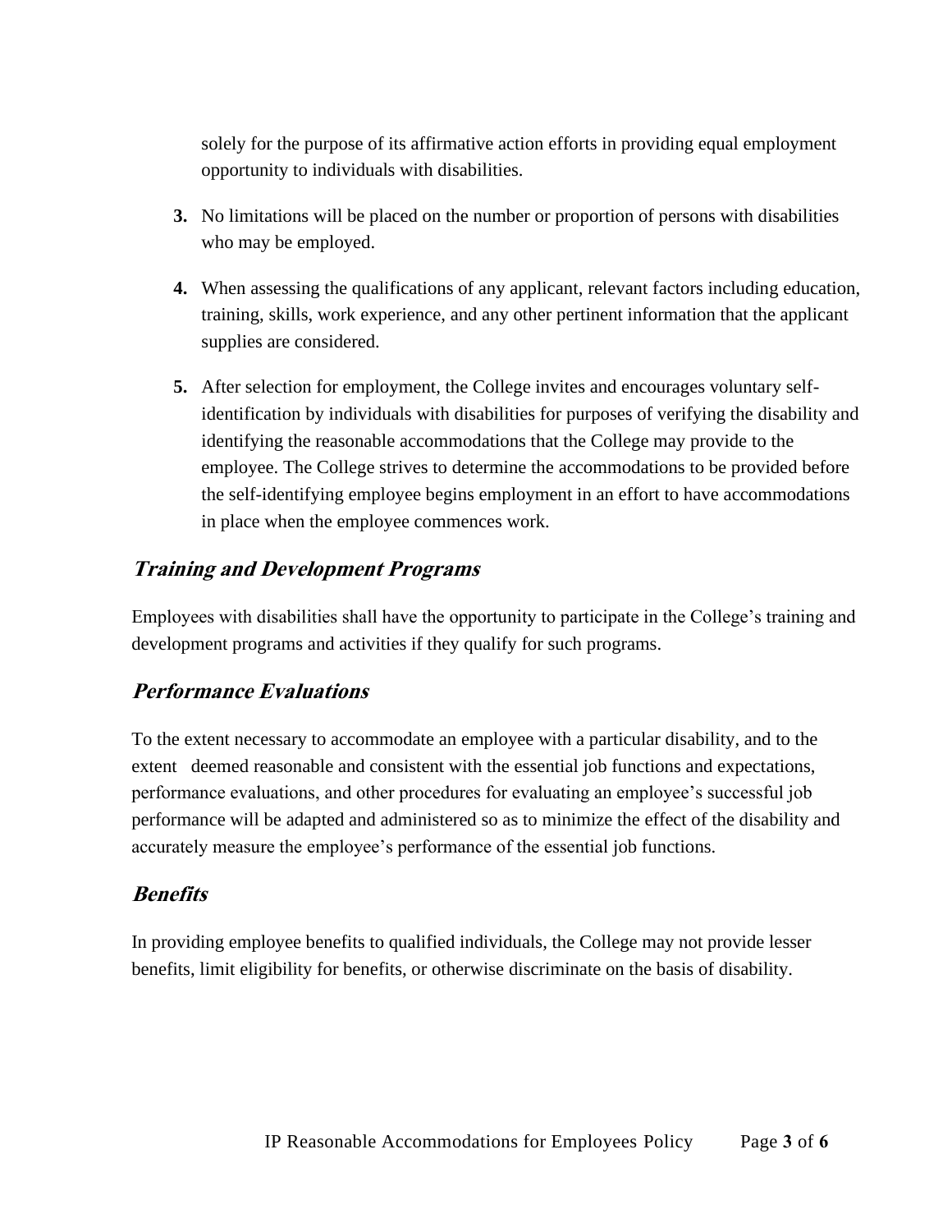solely for the purpose of its affirmative action efforts in providing equal employment opportunity to individuals with disabilities.

3. No limitations will be placed on the number or proportion of persons with disabilities who may be employed.

4. When assessing the qualifications of any applicant, relevant factors including education, training, skills, work experience, and any other pertinent information that the applicant supplies are considered.

5. After selection for employment, the College invites and encourages voluntary self-identification by individuals with disabilities for purposes of verifying the disability and identifying the reasonable accommodations that the College may provide to the employee. The College strives to determine the accommodations to be provided before the self-identifying employee begins employment in an effort to have accommodations in place when the employee commences work.

### *Training and Development Programs*

Employees with disabilities shall have the opportunity to participate in the College's training and development programs and activities if they qualify for such programs.

### *Performance Evaluations*

To the extent necessary to accommodate an employee with a particular disability, and to the extent deemed reasonable and consistent with the essential job functions and expectations, performance evaluations, and other procedures for evaluating an employee's successful job performance will be adapted and administered so as to minimize the effect of the disability and accurately measure the employee's performance of the essential job functions.

### *Benefits*

In providing employee benefits to qualified individuals, the College may not provide lesser benefits, limit eligibility for benefits, or otherwise discriminate on the basis of disability.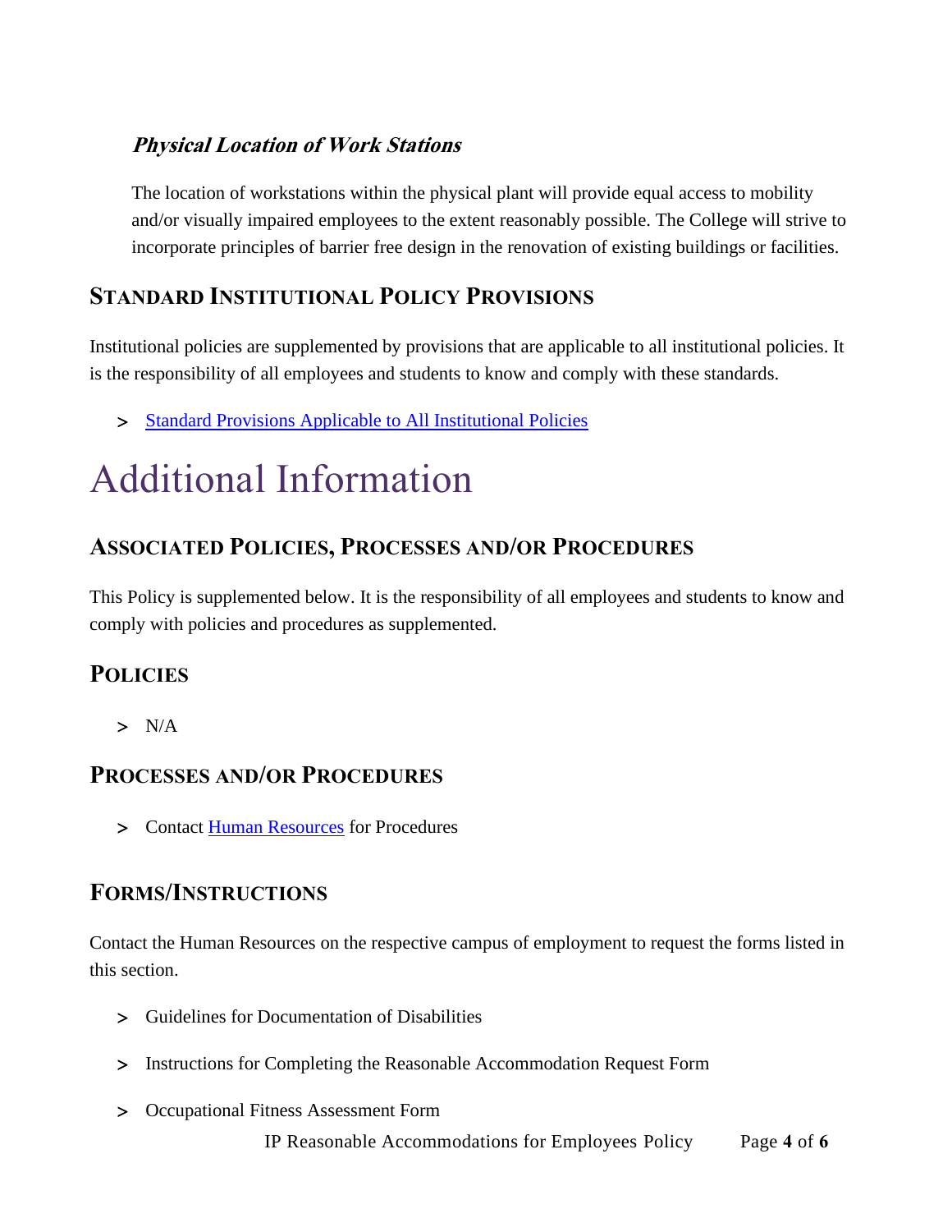### *Physical Location of Work Stations*

The location of workstations within the physical plant will provide equal access to mobility and/or visually impaired employees to the extent reasonably possible. The College will strive to incorporate principles of barrier free design in the renovation of existing buildings or facilities.

## Standard Institutional Policy Provisions

Institutional policies are supplemented by provisions that are applicable to all institutional policies. It is the responsibility of all employees and students to know and comply with these standards.

- Standard Provisions Applicable to All Institutional Policies

# Additional Information

## Associated Policies, Processes and/or Procedures

This Policy is supplemented below. It is the responsibility of all employees and students to know and comply with policies and procedures as supplemented.

## Policies

- N/A

## Processes and/or Procedures

- Contact Human Resources for Procedures

## Forms/Instructions

Contact the Human Resources on the respective campus of employment to request the forms listed in this section.

- Guidelines for Documentation of Disabilities
- Instructions for Completing the Reasonable Accommodation Request Form
- Occupational Fitness Assessment Form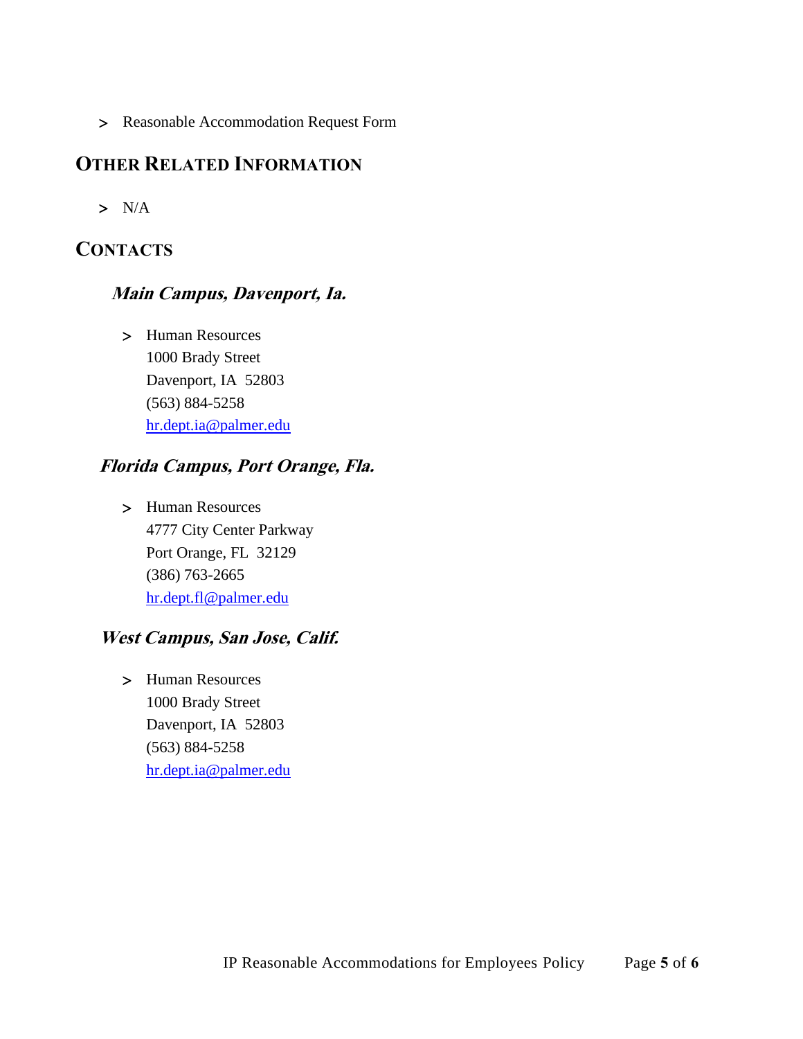- Reasonable Accommodation Request Form

## Other Related Information

- N/A

## Contacts

### *Main Campus, Davenport, Ia.*

- Human Resources
  1000 Brady Street
  Davenport, IA 52803
  (563) 884-5258
  hr.dept.ia@palmer.edu

### *Florida Campus, Port Orange, Fla.*

- Human Resources
  4777 City Center Parkway
  Port Orange, FL 32129
  (386) 763-2665
  hr.dept.fl@palmer.edu

### *West Campus, San Jose, Calif.*

- Human Resources
  1000 Brady Street
  Davenport, IA 52803
  (563) 884-5258
  hr.dept.ia@palmer.edu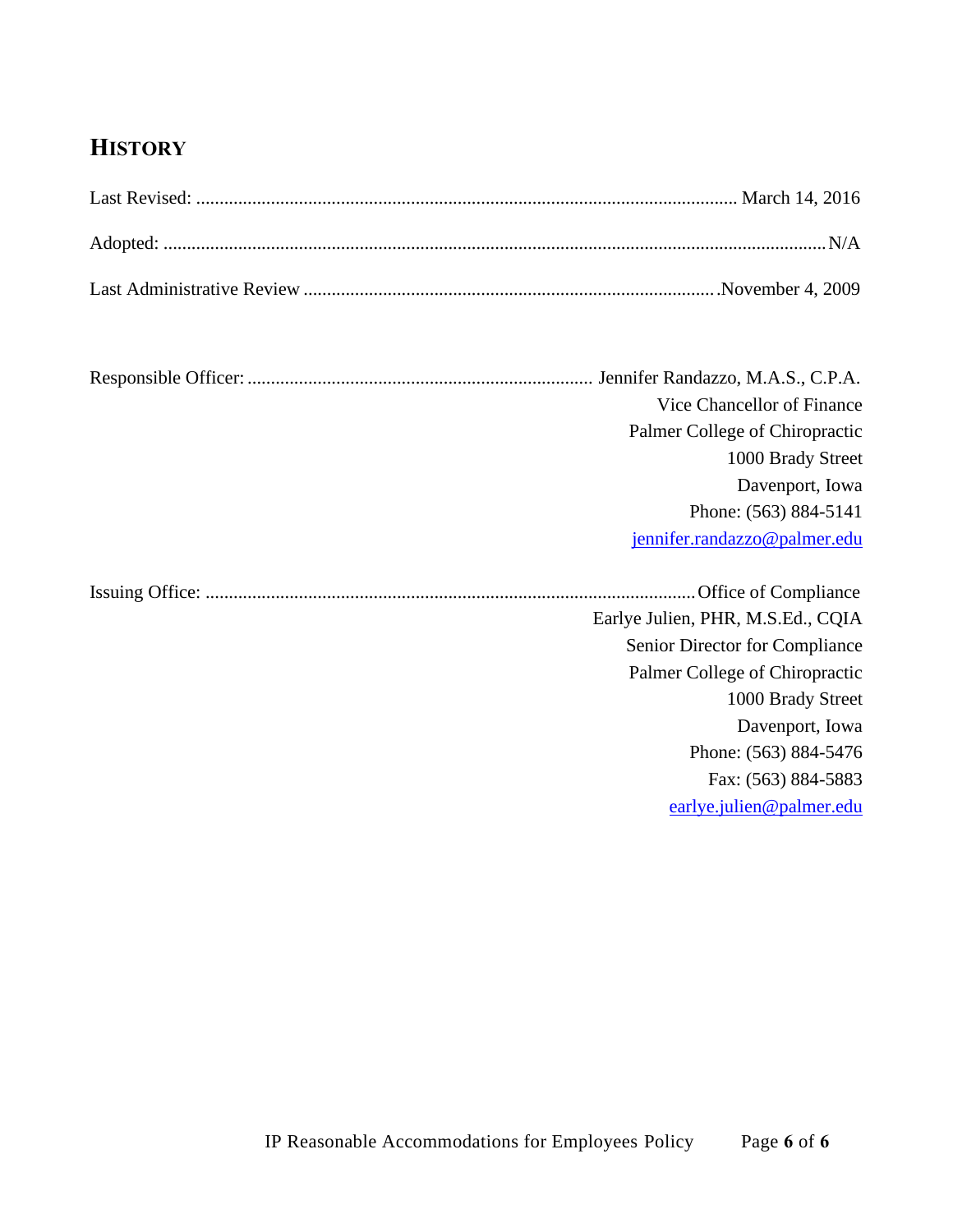## HISTORY

Last Revised: .................................................................................................................. March 14, 2016

Adopted: ............................................................................................................................................N/A

Last Administrative Review .......................................................................................November 4, 2009

Responsible Officer: ........................................................................... Jennifer Randazzo, M.A.S., C.P.A.
Vice Chancellor of Finance
Palmer College of Chiropractic
1000 Brady Street
Davenport, Iowa
Phone: (563) 884-5141
jennifer.randazzo@palmer.edu

Issuing Office: .......................................................................................................Office of Compliance
Earlye Julien, PHR, M.S.Ed., CQIA
Senior Director for Compliance
Palmer College of Chiropractic
1000 Brady Street
Davenport, Iowa
Phone: (563) 884-5476
Fax: (563) 884-5883
earlye.julien@palmer.edu